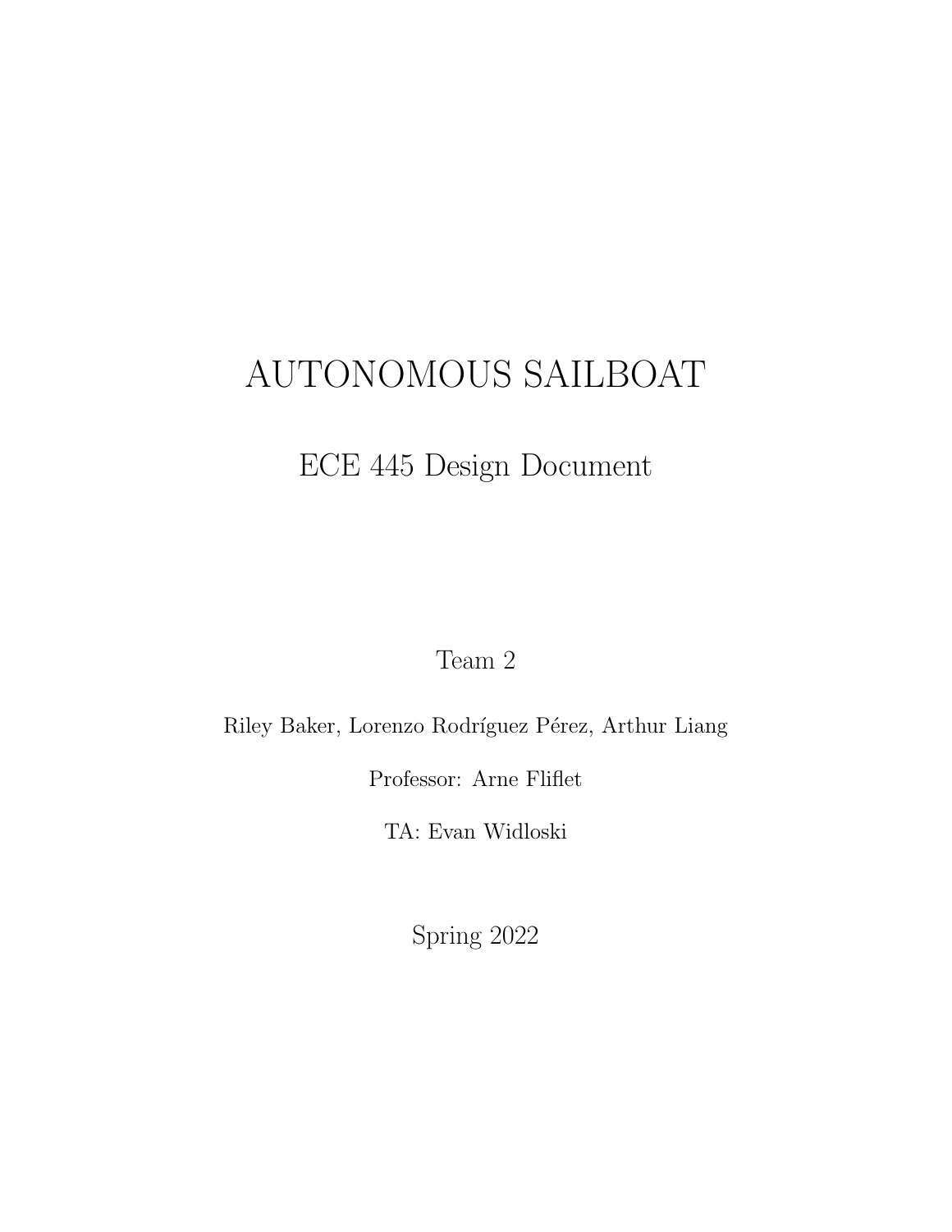# AUTONOMOUS SAILBOAT

## ECE 445 Design Document

Team 2

Riley Baker, Lorenzo Rodríguez Pérez, Arthur Liang

Professor: Arne Fliflet

TA: Evan Widloski

Spring 2022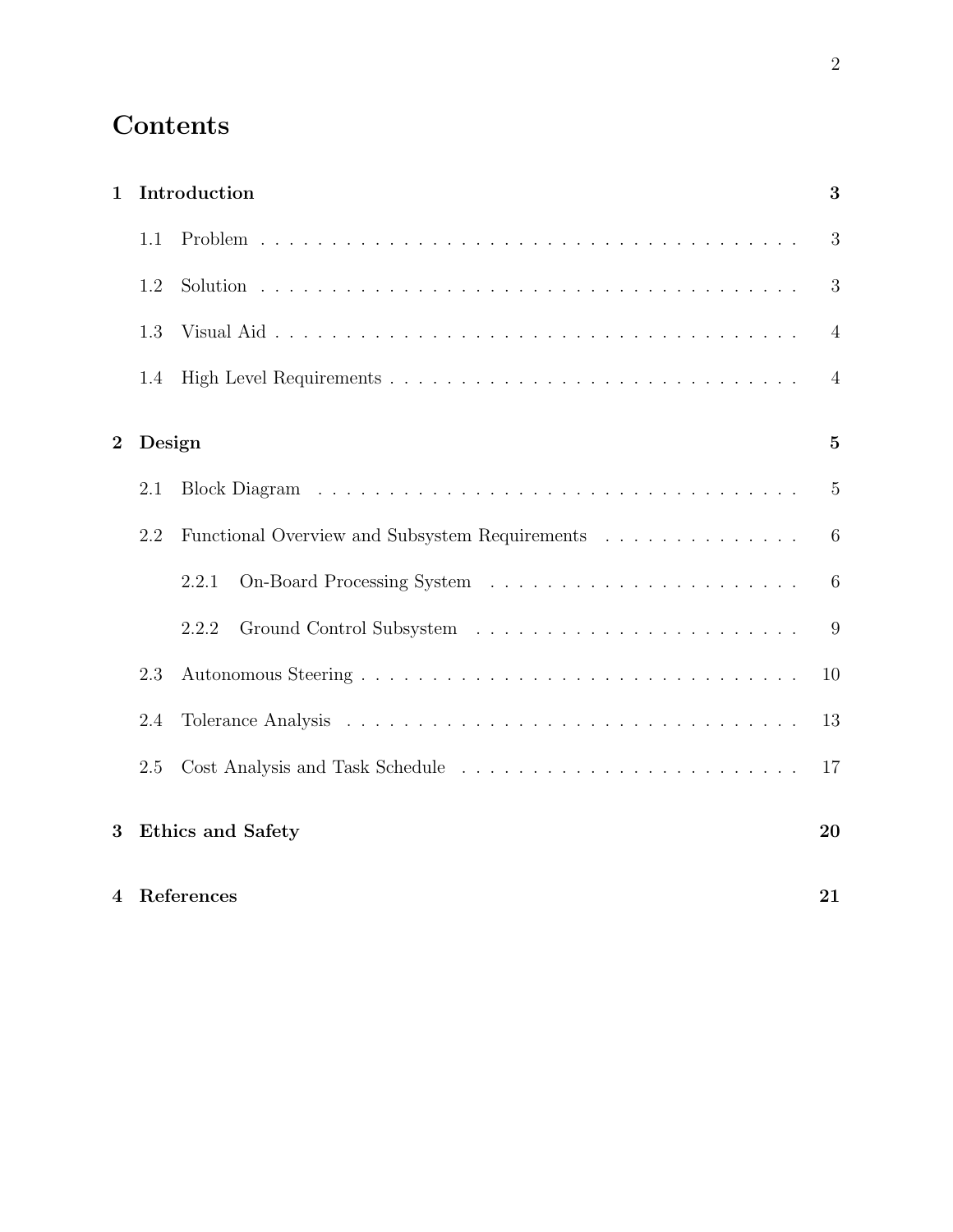# Contents

**1 Introduction** **3**

- 1.1 Problem . . . . . . . . . . . . . . . . . . . . . . . . . . . . . . . . . . . . 3
- 1.2 Solution . . . . . . . . . . . . . . . . . . . . . . . . . . . . . . . . . . . . 3
- 1.3 Visual Aid . . . . . . . . . . . . . . . . . . . . . . . . . . . . . . . . . . . 4
- 1.4 High Level Requirements . . . . . . . . . . . . . . . . . . . . . . . . . . . 4

**2 Design** **5**

- 2.1 Block Diagram . . . . . . . . . . . . . . . . . . . . . . . . . . . . . . . . . 5
- 2.2 Functional Overview and Subsystem Requirements . . . . . . . . . . . . . . 6
  - 2.2.1 On-Board Processing System . . . . . . . . . . . . . . . . . . . . . . 6
  - 2.2.2 Ground Control Subsystem . . . . . . . . . . . . . . . . . . . . . . . 9
- 2.3 Autonomous Steering . . . . . . . . . . . . . . . . . . . . . . . . . . . . . 10
- 2.4 Tolerance Analysis . . . . . . . . . . . . . . . . . . . . . . . . . . . . . . 13
- 2.5 Cost Analysis and Task Schedule . . . . . . . . . . . . . . . . . . . . . . . 17

**3 Ethics and Safety** **20**

**4 References** **21**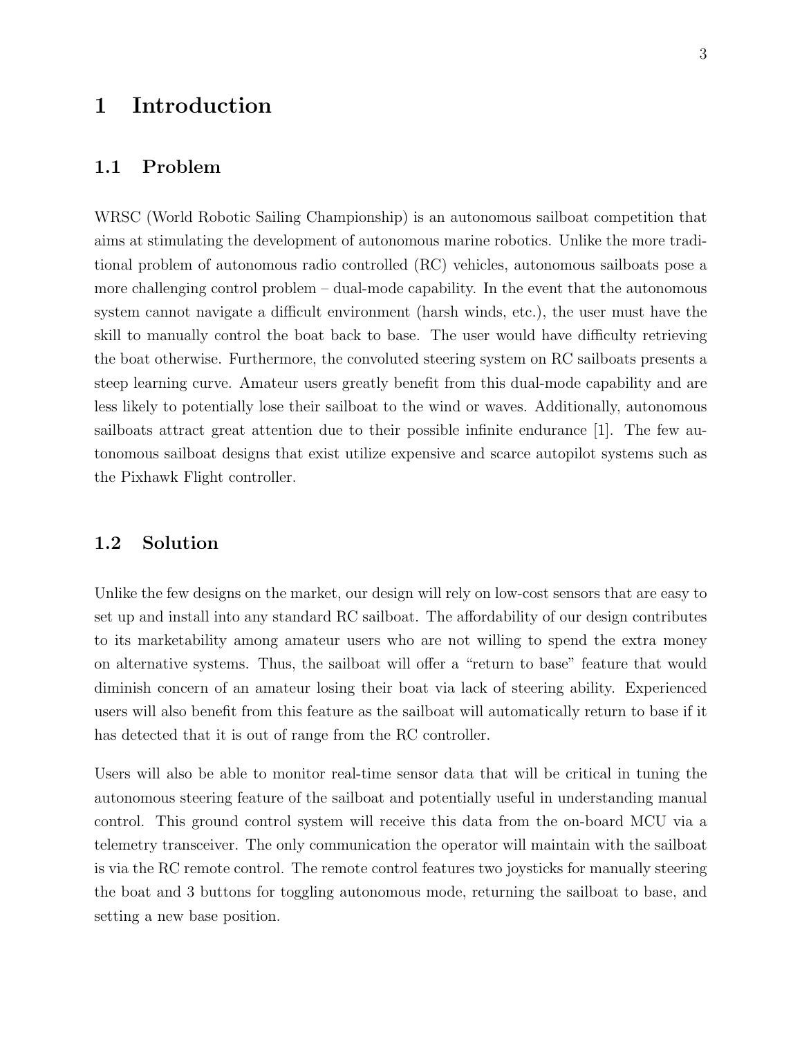# 1 Introduction

## 1.1 Problem

WRSC (World Robotic Sailing Championship) is an autonomous sailboat competition that aims at stimulating the development of autonomous marine robotics. Unlike the more traditional problem of autonomous radio controlled (RC) vehicles, autonomous sailboats pose a more challenging control problem – dual-mode capability. In the event that the autonomous system cannot navigate a difficult environment (harsh winds, etc.), the user must have the skill to manually control the boat back to base. The user would have difficulty retrieving the boat otherwise. Furthermore, the convoluted steering system on RC sailboats presents a steep learning curve. Amateur users greatly benefit from this dual-mode capability and are less likely to potentially lose their sailboat to the wind or waves. Additionally, autonomous sailboats attract great attention due to their possible infinite endurance [1]. The few autonomous sailboat designs that exist utilize expensive and scarce autopilot systems such as the Pixhawk Flight controller.

## 1.2 Solution

Unlike the few designs on the market, our design will rely on low-cost sensors that are easy to set up and install into any standard RC sailboat. The affordability of our design contributes to its marketability among amateur users who are not willing to spend the extra money on alternative systems. Thus, the sailboat will offer a "return to base" feature that would diminish concern of an amateur losing their boat via lack of steering ability. Experienced users will also benefit from this feature as the sailboat will automatically return to base if it has detected that it is out of range from the RC controller.

Users will also be able to monitor real-time sensor data that will be critical in tuning the autonomous steering feature of the sailboat and potentially useful in understanding manual control. This ground control system will receive this data from the on-board MCU via a telemetry transceiver. The only communication the operator will maintain with the sailboat is via the RC remote control. The remote control features two joysticks for manually steering the boat and 3 buttons for toggling autonomous mode, returning the sailboat to base, and setting a new base position.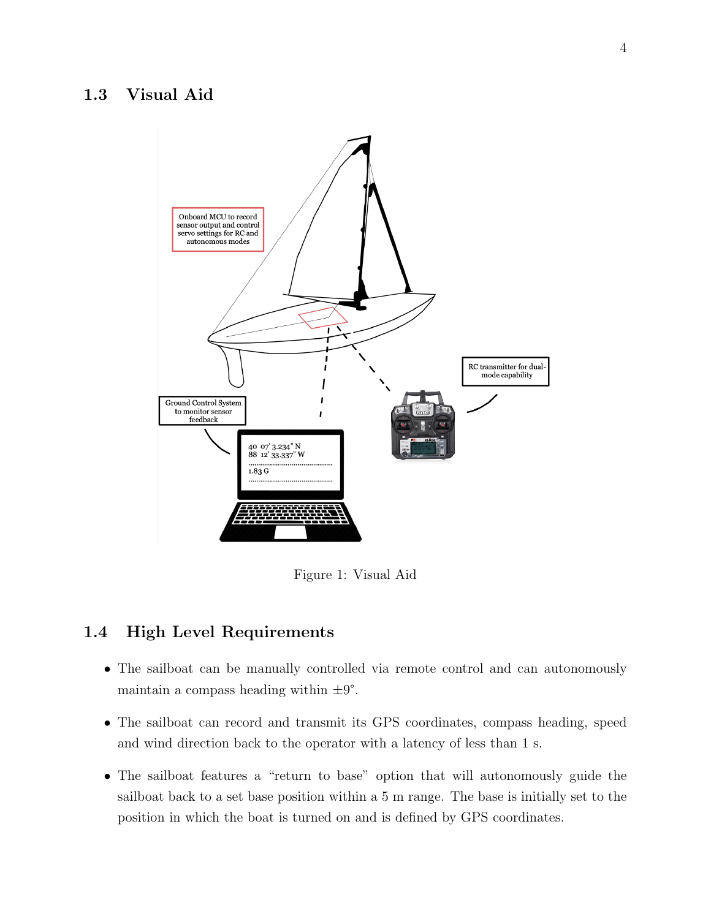## 1.3 Visual Aid

Figure 1: Visual Aid

## 1.4 High Level Requirements

- The sailboat can be manually controlled via remote control and can autonomously maintain a compass heading within $\pm 9°$.
- The sailboat can record and transmit its GPS coordinates, compass heading, speed and wind direction back to the operator with a latency of less than 1 s.
- The sailboat features a "return to base" option that will autonomously guide the sailboat back to a set base position within a 5 m range. The base is initially set to the position in which the boat is turned on and is defined by GPS coordinates.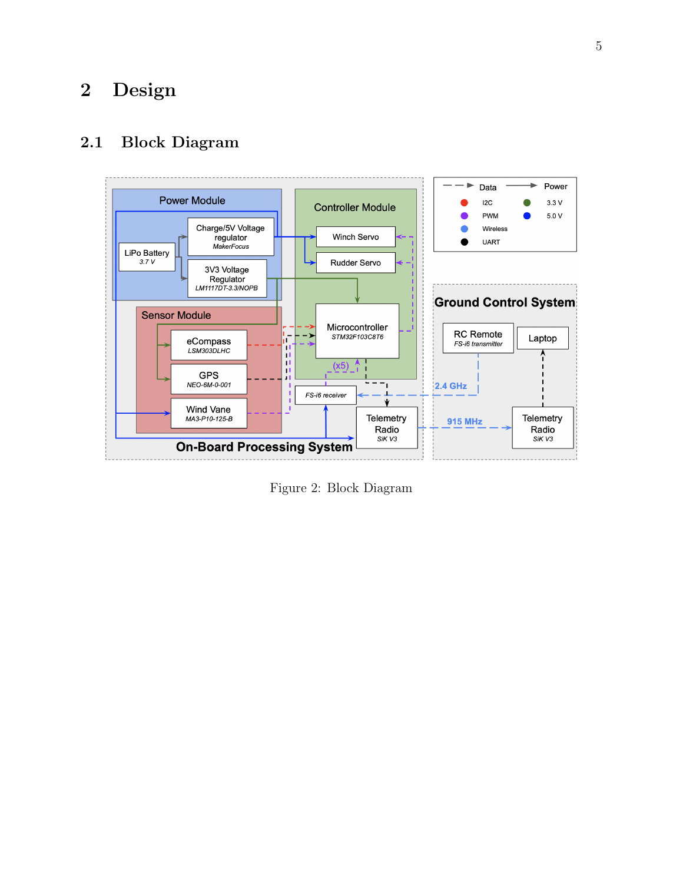# 2 Design

## 2.1 Block Diagram

Figure 2: Block Diagram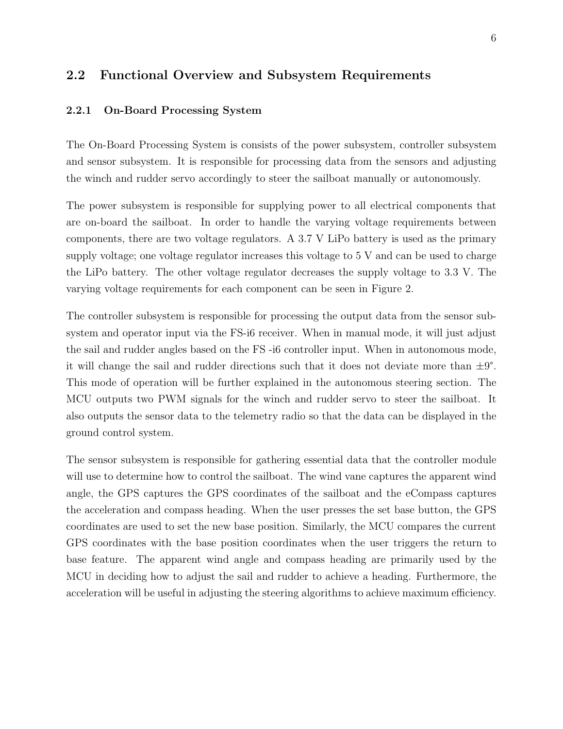## 2.2 Functional Overview and Subsystem Requirements

### 2.2.1 On-Board Processing System

The On-Board Processing System is consists of the power subsystem, controller subsystem and sensor subsystem. It is responsible for processing data from the sensors and adjusting the winch and rudder servo accordingly to steer the sailboat manually or autonomously.

The power subsystem is responsible for supplying power to all electrical components that are on-board the sailboat. In order to handle the varying voltage requirements between components, there are two voltage regulators. A 3.7 V LiPo battery is used as the primary supply voltage; one voltage regulator increases this voltage to 5 V and can be used to charge the LiPo battery. The other voltage regulator decreases the supply voltage to 3.3 V. The varying voltage requirements for each component can be seen in Figure 2.

The controller subsystem is responsible for processing the output data from the sensor subsystem and operator input via the FS-i6 receiver. When in manual mode, it will just adjust the sail and rudder angles based on the FS -i6 controller input. When in autonomous mode, it will change the sail and rudder directions such that it does not deviate more than $\pm 9°$. This mode of operation will be further explained in the autonomous steering section. The MCU outputs two PWM signals for the winch and rudder servo to steer the sailboat. It also outputs the sensor data to the telemetry radio so that the data can be displayed in the ground control system.

The sensor subsystem is responsible for gathering essential data that the controller module will use to determine how to control the sailboat. The wind vane captures the apparent wind angle, the GPS captures the GPS coordinates of the sailboat and the eCompass captures the acceleration and compass heading. When the user presses the set base button, the GPS coordinates are used to set the new base position. Similarly, the MCU compares the current GPS coordinates with the base position coordinates when the user triggers the return to base feature. The apparent wind angle and compass heading are primarily used by the MCU in deciding how to adjust the sail and rudder to achieve a heading. Furthermore, the acceleration will be useful in adjusting the steering algorithms to achieve maximum efficiency.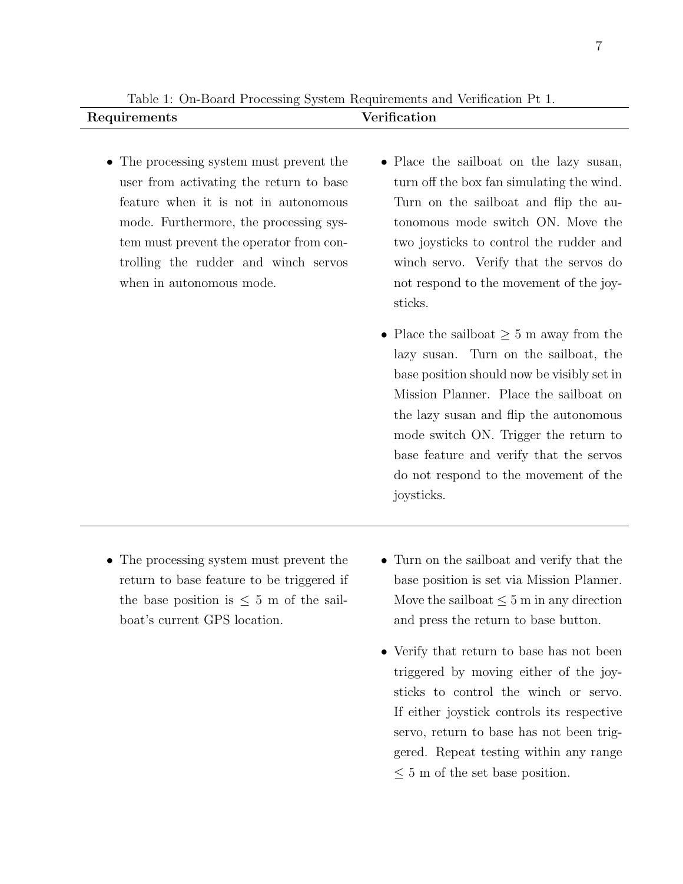Table 1: On-Board Processing System Requirements and Verification Pt 1.

| Requirements | Verification |
|---|---|
| • The processing system must prevent the user from activating the return to base feature when it is not in autonomous mode. Furthermore, the processing system must prevent the operator from controlling the rudder and winch servos when in autonomous mode. | • Place the sailboat on the lazy susan, turn off the box fan simulating the wind. Turn on the sailboat and flip the autonomous mode switch ON. Move the two joysticks to control the rudder and winch servo. Verify that the servos do not respond to the movement of the joysticks.<br><br>• Place the sailboat $\geq 5$ m away from the lazy susan. Turn on the sailboat, the base position should now be visibly set in Mission Planner. Place the sailboat on the lazy susan and flip the autonomous mode switch ON. Trigger the return to base feature and verify that the servos do not respond to the movement of the joysticks. |
| • The processing system must prevent the return to base feature to be triggered if the base position is $\leq 5$ m of the sailboat's current GPS location. | • Turn on the sailboat and verify that the base position is set via Mission Planner. Move the sailboat $\leq 5$ m in any direction and press the return to base button.<br><br>• Verify that return to base has not been triggered by moving either of the joysticks to control the winch or servo. If either joystick controls its respective servo, return to base has not been triggered. Repeat testing within any range $\leq 5$ m of the set base position. |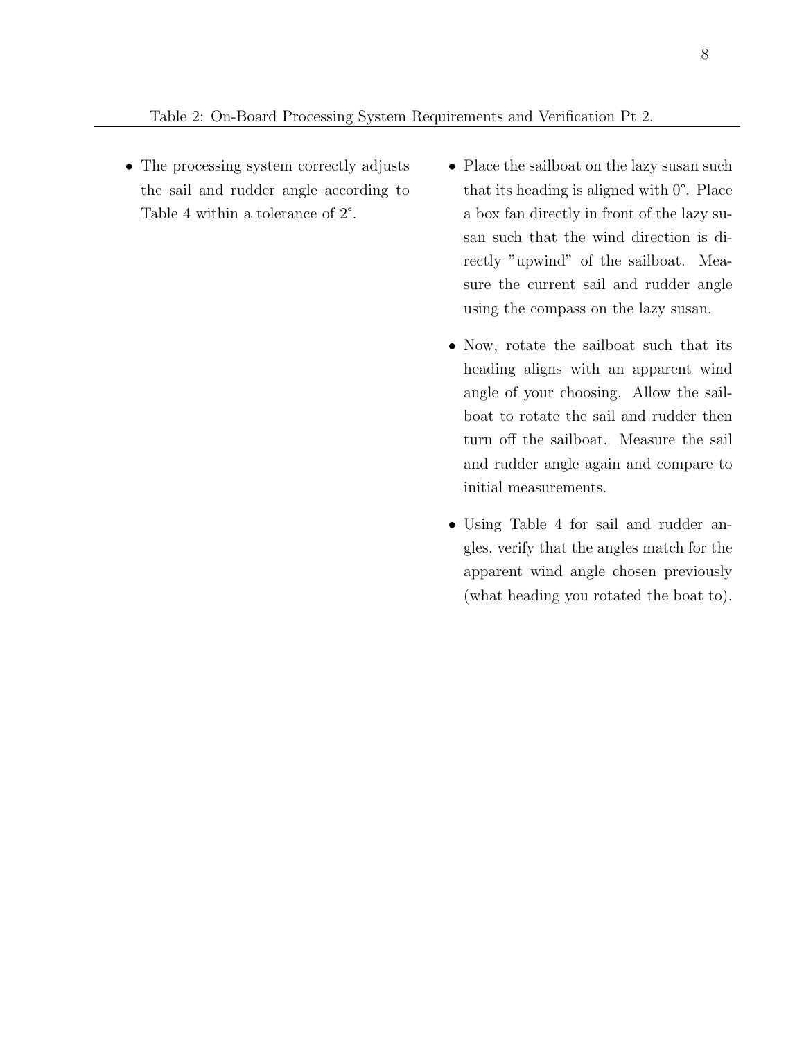Table 2: On-Board Processing System Requirements and Verification Pt 2.

| Requirement | Verification |
|---|---|
| • The processing system correctly adjusts the sail and rudder angle according to Table 4 within a tolerance of 2°. | • Place the sailboat on the lazy susan such that its heading is aligned with 0°. Place a box fan directly in front of the lazy susan such that the wind direction is directly "upwind" of the sailboat. Measure the current sail and rudder angle using the compass on the lazy susan.<br><br>• Now, rotate the sailboat such that its heading aligns with an apparent wind angle of your choosing. Allow the sailboat to rotate the sail and rudder then turn off the sailboat. Measure the sail and rudder angle again and compare to initial measurements.<br><br>• Using Table 4 for sail and rudder angles, verify that the angles match for the apparent wind angle chosen previously (what heading you rotated the boat to). |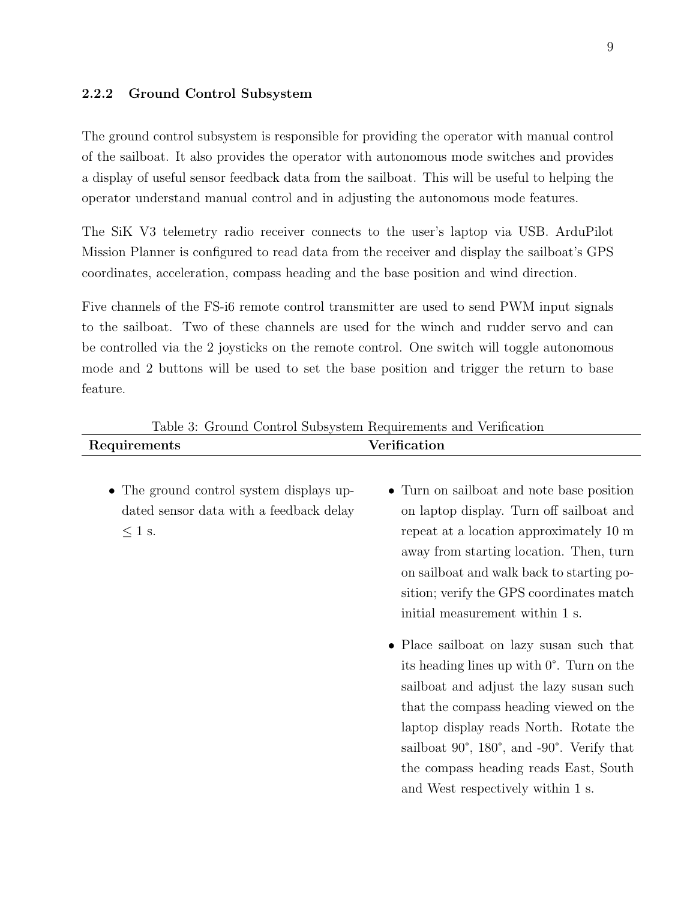### 2.2.2 Ground Control Subsystem

The ground control subsystem is responsible for providing the operator with manual control of the sailboat. It also provides the operator with autonomous mode switches and provides a display of useful sensor feedback data from the sailboat. This will be useful to helping the operator understand manual control and in adjusting the autonomous mode features.

The SiK V3 telemetry radio receiver connects to the user's laptop via USB. ArduPilot Mission Planner is configured to read data from the receiver and display the sailboat's GPS coordinates, acceleration, compass heading and the base position and wind direction.

Five channels of the FS-i6 remote control transmitter are used to send PWM input signals to the sailboat. Two of these channels are used for the winch and rudder servo and can be controlled via the 2 joysticks on the remote control. One switch will toggle autonomous mode and 2 buttons will be used to set the base position and trigger the return to base feature.

Table 3: Ground Control Subsystem Requirements and Verification

| Requirements | Verification |
|---|---|
| • The ground control system displays updated sensor data with a feedback delay $\leq 1$ s. | • Turn on sailboat and note base position on laptop display. Turn off sailboat and repeat at a location approximately 10 m away from starting location. Then, turn on sailboat and walk back to starting position; verify the GPS coordinates match initial measurement within 1 s.<br><br>• Place sailboat on lazy susan such that its heading lines up with 0°. Turn on the sailboat and adjust the lazy susan such that the compass heading viewed on the laptop display reads North. Rotate the sailboat 90°, 180°, and -90°. Verify that the compass heading reads East, South and West respectively within 1 s. |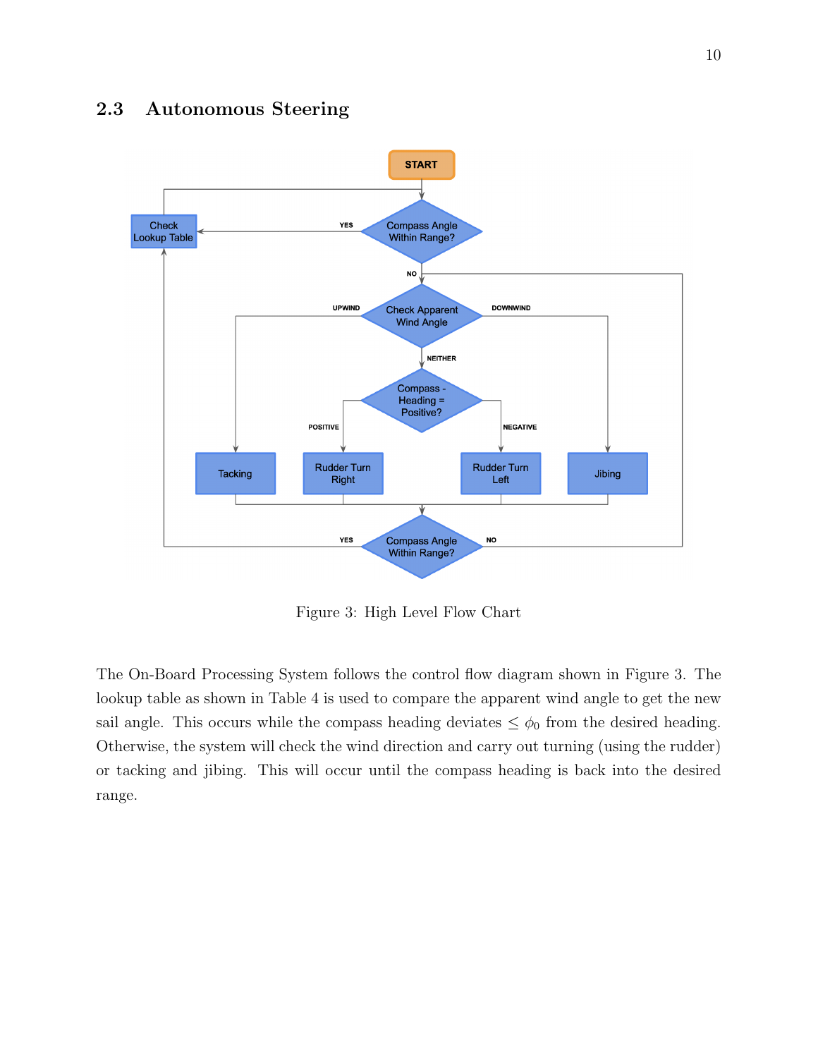## 2.3 Autonomous Steering

Figure 3: High Level Flow Chart

The On-Board Processing System follows the control flow diagram shown in Figure 3. The lookup table as shown in Table 4 is used to compare the apparent wind angle to get the new sail angle. This occurs while the compass heading deviates $\leq \phi_0$ from the desired heading. Otherwise, the system will check the wind direction and carry out turning (using the rudder) or tacking and jibing. This will occur until the compass heading is back into the desired range.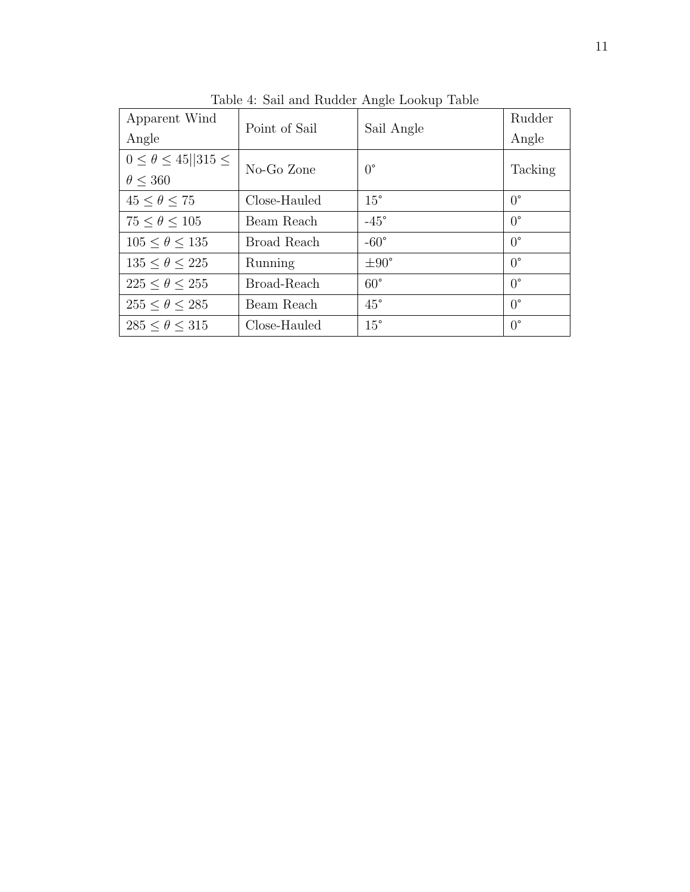Table 4: Sail and Rudder Angle Lookup Table

| Apparent Wind Angle | Point of Sail | Sail Angle | Rudder Angle |
| --- | --- | --- | --- |
| $0 \leq \theta \leq 45 \| \| 315 \leq \theta \leq 360$ | No-Go Zone | 0° | Tacking |
| $45 \leq \theta \leq 75$ | Close-Hauled | 15° | 0° |
| $75 \leq \theta \leq 105$ | Beam Reach | -45° | 0° |
| $105 \leq \theta \leq 135$ | Broad Reach | -60° | 0° |
| $135 \leq \theta \leq 225$ | Running | ±90° | 0° |
| $225 \leq \theta \leq 255$ | Broad-Reach | 60° | 0° |
| $255 \leq \theta \leq 285$ | Beam Reach | 45° | 0° |
| $285 \leq \theta \leq 315$ | Close-Hauled | 15° | 0° |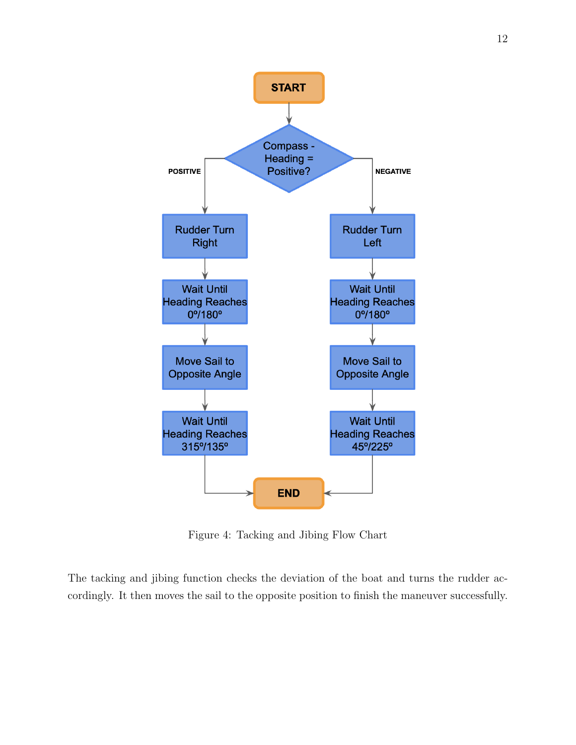Figure 4: Tacking and Jibing Flow Chart

The tacking and jibing function checks the deviation of the boat and turns the rudder accordingly. It then moves the sail to the opposite position to finish the maneuver successfully.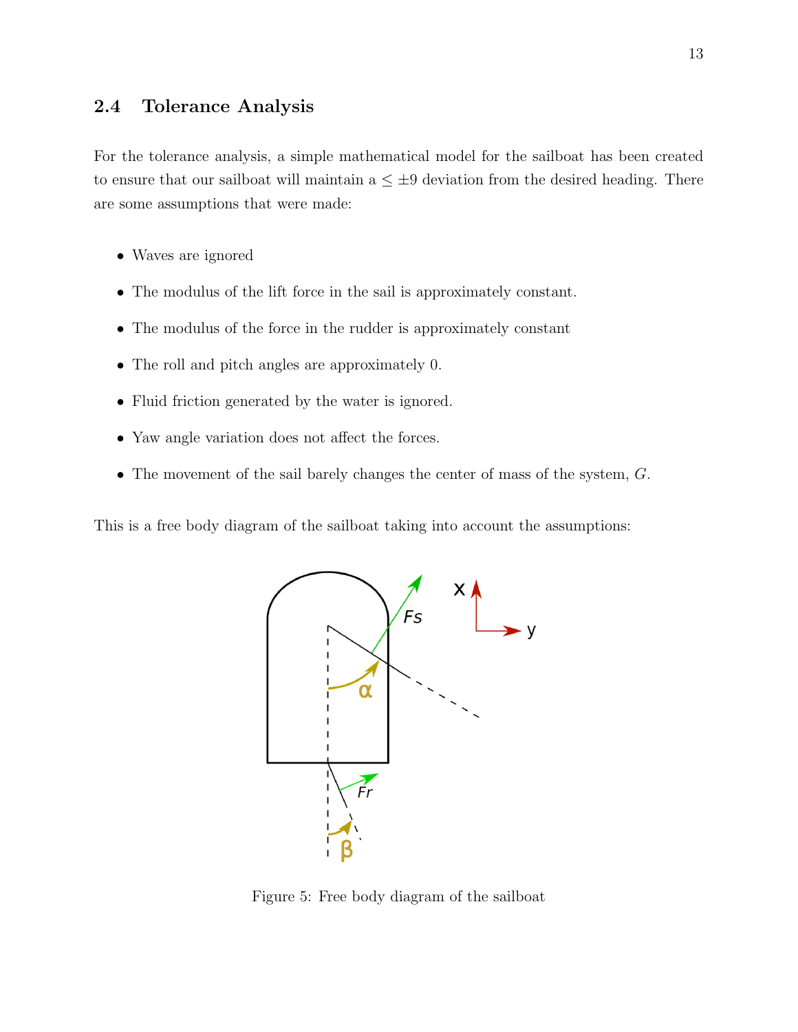## 2.4 Tolerance Analysis

For the tolerance analysis, a simple mathematical model for the sailboat has been created to ensure that our sailboat will maintain a $\leq \pm 9$ deviation from the desired heading. There are some assumptions that were made:

- Waves are ignored
- The modulus of the lift force in the sail is approximately constant.
- The modulus of the force in the rudder is approximately constant
- The roll and pitch angles are approximately 0.
- Fluid friction generated by the water is ignored.
- Yaw angle variation does not affect the forces.
- The movement of the sail barely changes the center of mass of the system, $G$.

This is a free body diagram of the sailboat taking into account the assumptions:

Figure 5: Free body diagram of the sailboat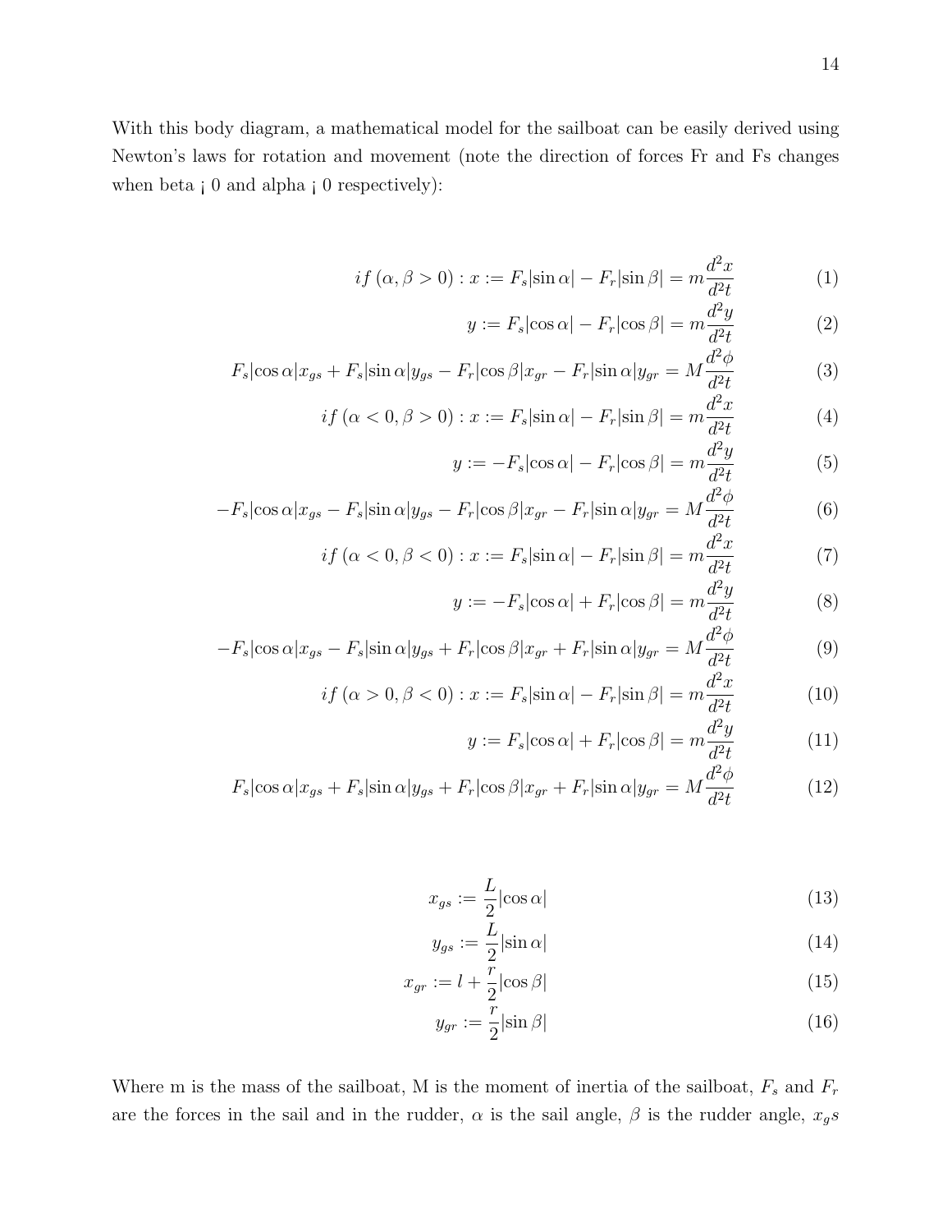With this body diagram, a mathematical model for the sailboat can be easily derived using Newton's laws for rotation and movement (note the direction of forces Fr and Fs changes when beta ¡ 0 and alpha ¡ 0 respectively):

$$if\ (\alpha, \beta > 0) : x := F_s|\sin\alpha| - F_r|\sin\beta| = m\frac{d^2x}{d^2t} \tag{1}$$

$$y := F_s|\cos\alpha| - F_r|\cos\beta| = m\frac{d^2y}{d^2t} \tag{2}$$

$$F_s|\cos\alpha|x_{gs} + F_s|\sin\alpha|y_{gs} - F_r|\cos\beta|x_{gr} - F_r|\sin\alpha|y_{gr} = M\frac{d^2\phi}{d^2t} \tag{3}$$

$$if\ (\alpha < 0, \beta > 0) : x := F_s|\sin\alpha| - F_r|\sin\beta| = m\frac{d^2x}{d^2t} \tag{4}$$

$$y := -F_s|\cos\alpha| - F_r|\cos\beta| = m\frac{d^2y}{d^2t} \tag{5}$$

$$-F_s|\cos\alpha|x_{gs} - F_s|\sin\alpha|y_{gs} - F_r|\cos\beta|x_{gr} - F_r|\sin\alpha|y_{gr} = M\frac{d^2\phi}{d^2t} \tag{6}$$

$$if\ (\alpha < 0, \beta < 0) : x := F_s|\sin\alpha| - F_r|\sin\beta| = m\frac{d^2x}{d^2t} \tag{7}$$

$$y := -F_s|\cos\alpha| + F_r|\cos\beta| = m\frac{d^2y}{d^2t} \tag{8}$$

$$-F_s|\cos\alpha|x_{gs} - F_s|\sin\alpha|y_{gs} + F_r|\cos\beta|x_{gr} + F_r|\sin\alpha|y_{gr} = M\frac{d^2\phi}{d^2t} \tag{9}$$

$$if\ (\alpha > 0, \beta < 0) : x := F_s|\sin\alpha| - F_r|\sin\beta| = m\frac{d^2x}{d^2t} \tag{10}$$

$$y := F_s|\cos\alpha| + F_r|\cos\beta| = m\frac{d^2y}{d^2t} \tag{11}$$

$$F_s|\cos\alpha|x_{gs} + F_s|\sin\alpha|y_{gs} + F_r|\cos\beta|x_{gr} + F_r|\sin\alpha|y_{gr} = M\frac{d^2\phi}{d^2t} \tag{12}$$

$$x_{gs} := \frac{L}{2}|\cos\alpha| \tag{13}$$

$$y_{gs} := \frac{L}{2}|\sin\alpha| \tag{14}$$

$$x_{gr} := l + \frac{r}{2}|\cos\beta| \tag{15}$$

$$y_{gr} := \frac{r}{2}|\sin\beta| \tag{16}$$

Where m is the mass of the sailboat, M is the moment of inertia of the sailboat, $F_s$ and $F_r$ are the forces in the sail and in the rudder, $\alpha$ is the sail angle, $\beta$ is the rudder angle, $x_gs$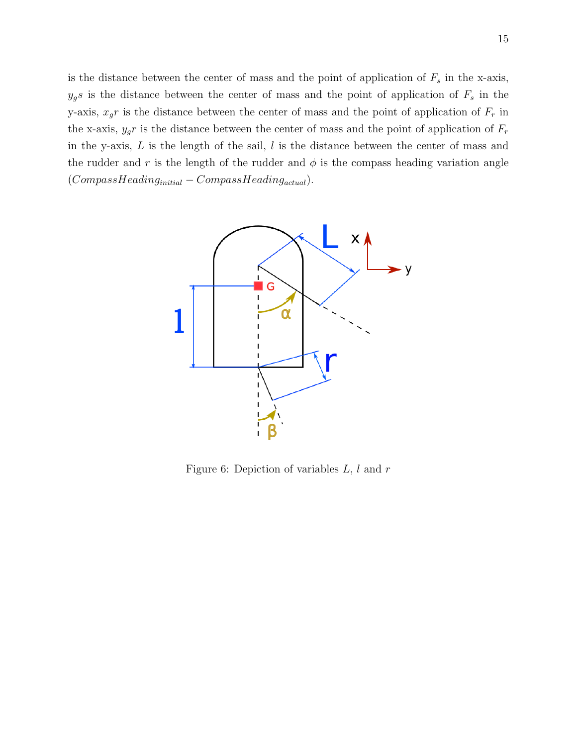is the distance between the center of mass and the point of application of $F_s$ in the x-axis, $y_g s$ is the distance between the center of mass and the point of application of $F_s$ in the y-axis, $x_g r$ is the distance between the center of mass and the point of application of $F_r$ in the x-axis, $y_g r$ is the distance between the center of mass and the point of application of $F_r$ in the y-axis, $L$ is the length of the sail, $l$ is the distance between the center of mass and the rudder and $r$ is the length of the rudder and $\phi$ is the compass heading variation angle ($CompassHeading_{initial} - CompassHeading_{actual}$).

Figure 6: Depiction of variables $L$, $l$ and $r$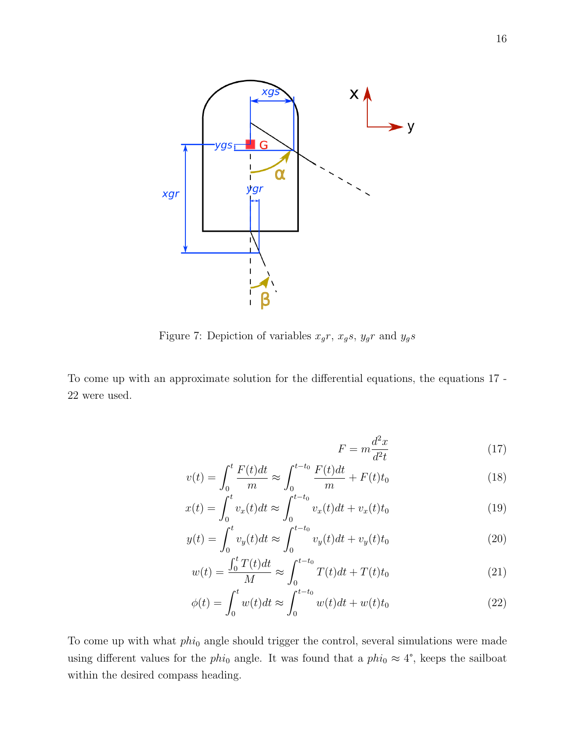Figure 7: Depiction of variables $x_gr$, $x_gs$, $y_gr$ and $y_gs$

To come up with an approximate solution for the differential equations, the equations 17 - 22 were used.

$$F = m\frac{d^2x}{d^2t} \tag{17}$$

$$v(t) = \int_0^t \frac{F(t)dt}{m} \approx \int_0^{t-t_0} \frac{F(t)dt}{m} + F(t)t_0 \tag{18}$$

$$x(t) = \int_0^t v_x(t)dt \approx \int_0^{t-t_0} v_x(t)dt + v_x(t)t_0 \tag{19}$$

$$y(t) = \int_0^t v_y(t)dt \approx \int_0^{t-t_0} v_y(t)dt + v_y(t)t_0 \tag{20}$$

$$w(t) = \frac{\int_0^t T(t)dt}{M} \approx \int_0^{t-t_0} T(t)dt + T(t)t_0 \tag{21}$$

$$\phi(t) = \int_0^t w(t)dt \approx \int_0^{t-t_0} w(t)dt + w(t)t_0 \tag{22}$$

To come up with what $phi_0$ angle should trigger the control, several simulations were made using different values for the $phi_0$ angle. It was found that a $phi_0 \approx 4^{\circ}$, keeps the sailboat within the desired compass heading.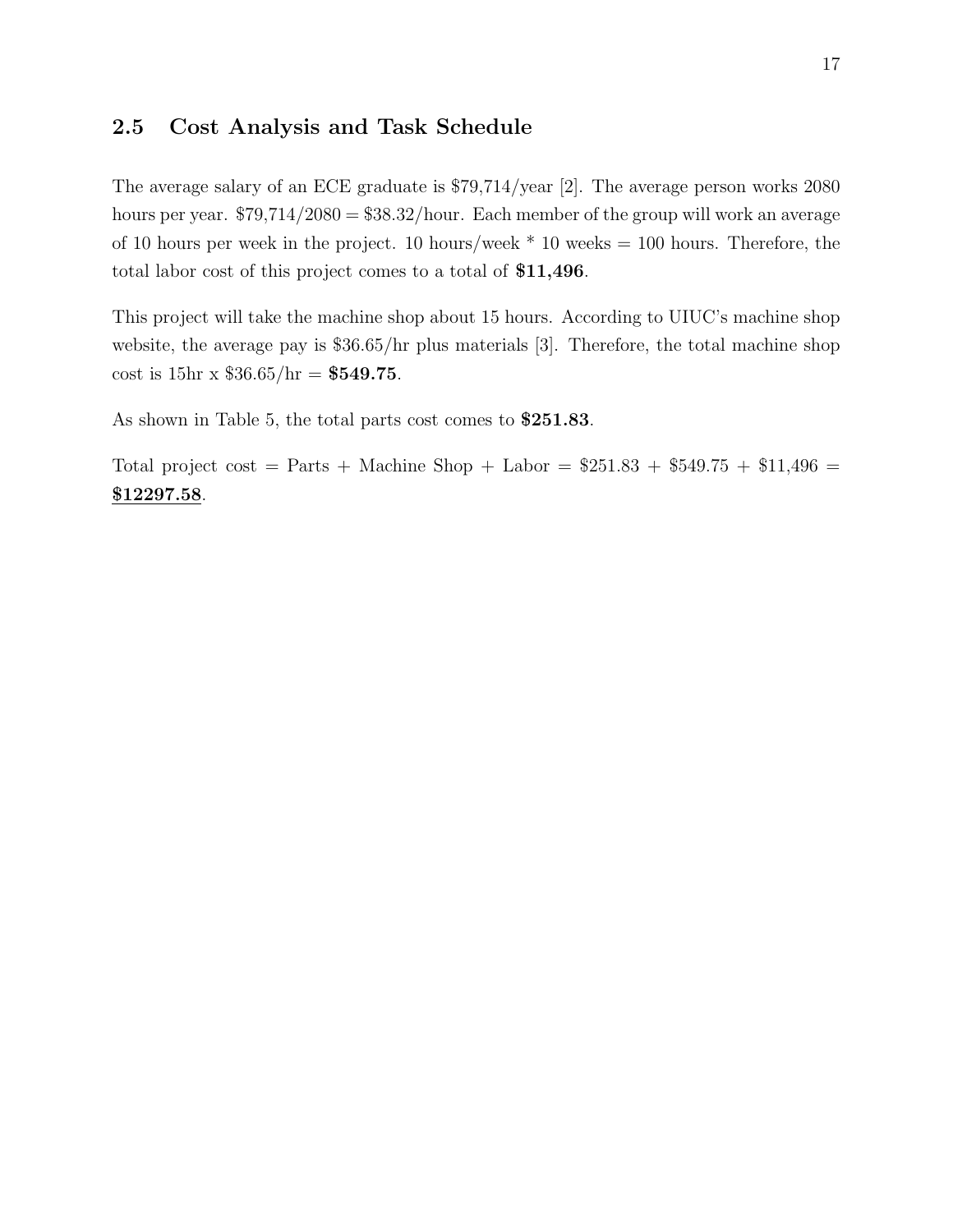## 2.5 Cost Analysis and Task Schedule

The average salary of an ECE graduate is $79,714/year [2]. The average person works 2080 hours per year. $79,714/2080 = $38.32/hour. Each member of the group will work an average of 10 hours per week in the project. 10 hours/week * 10 weeks = 100 hours. Therefore, the total labor cost of this project comes to a total of **$11,496**.

This project will take the machine shop about 15 hours. According to UIUC's machine shop website, the average pay is $36.65/hr plus materials [3]. Therefore, the total machine shop cost is 15hr x $36.65/hr = **$549.75**.

As shown in Table 5, the total parts cost comes to **$251.83**.

Total project cost = Parts + Machine Shop + Labor = $251.83 + $549.75 + $11,496 = **<u>$12297.58</u>**.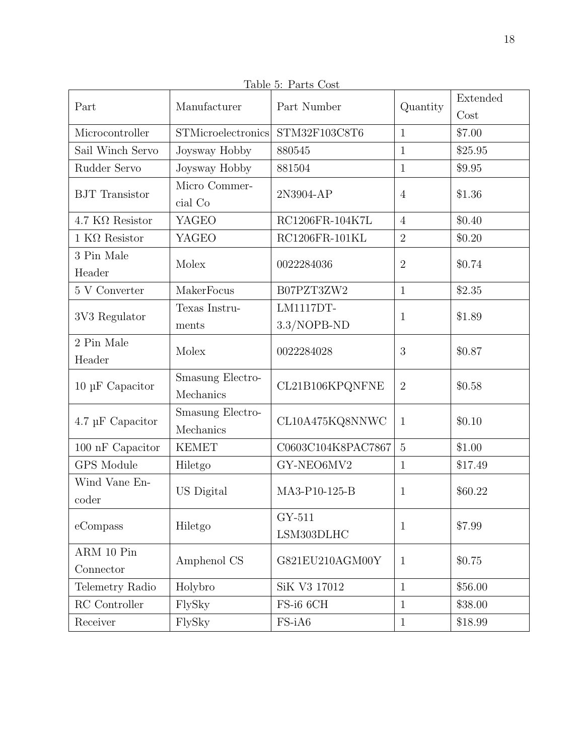Table 5: Parts Cost

| Part | Manufacturer | Part Number | Quantity | Extended Cost |
|---|---|---|---|---|
| Microcontroller | STMicroelectronics | STM32F103C8T6 | 1 | $7.00 |
| Sail Winch Servo | Joysway Hobby | 880545 | 1 | $25.95 |
| Rudder Servo | Joysway Hobby | 881504 | 1 | $9.95 |
| BJT Transistor | Micro Commercial Co | 2N3904-AP | 4 | $1.36 |
| 4.7 KΩ Resistor | YAGEO | RC1206FR-104K7L | 4 | $0.40 |
| 1 KΩ Resistor | YAGEO | RC1206FR-101KL | 2 | $0.20 |
| 3 Pin Male Header | Molex | 0022284036 | 2 | $0.74 |
| 5 V Converter | MakerFocus | B07PZT3ZW2 | 1 | $2.35 |
| 3V3 Regulator | Texas Instruments | LM1117DT-3.3/NOPB-ND | 1 | $1.89 |
| 2 Pin Male Header | Molex | 0022284028 | 3 | $0.87 |
| 10 µF Capacitor | Smasung Electro-Mechanics | CL21B106KPQNFNE | 2 | $0.58 |
| 4.7 µF Capacitor | Smasung Electro-Mechanics | CL10A475KQ8NNWC | 1 | $0.10 |
| 100 nF Capacitor | KEMET | C0603C104K8PAC7867 | 5 | $1.00 |
| GPS Module | Hiletgo | GY-NEO6MV2 | 1 | $17.49 |
| Wind Vane Encoder | US Digital | MA3-P10-125-B | 1 | $60.22 |
| eCompass | Hiletgo | GY-511 LSM303DLHC | 1 | $7.99 |
| ARM 10 Pin Connector | Amphenol CS | G821EU210AGM00Y | 1 | $0.75 |
| Telemetry Radio | Holybro | SiK V3 17012 | 1 | $56.00 |
| RC Controller | FlySky | FS-i6 6CH | 1 | $38.00 |
| Receiver | FlySky | FS-iA6 | 1 | $18.99 |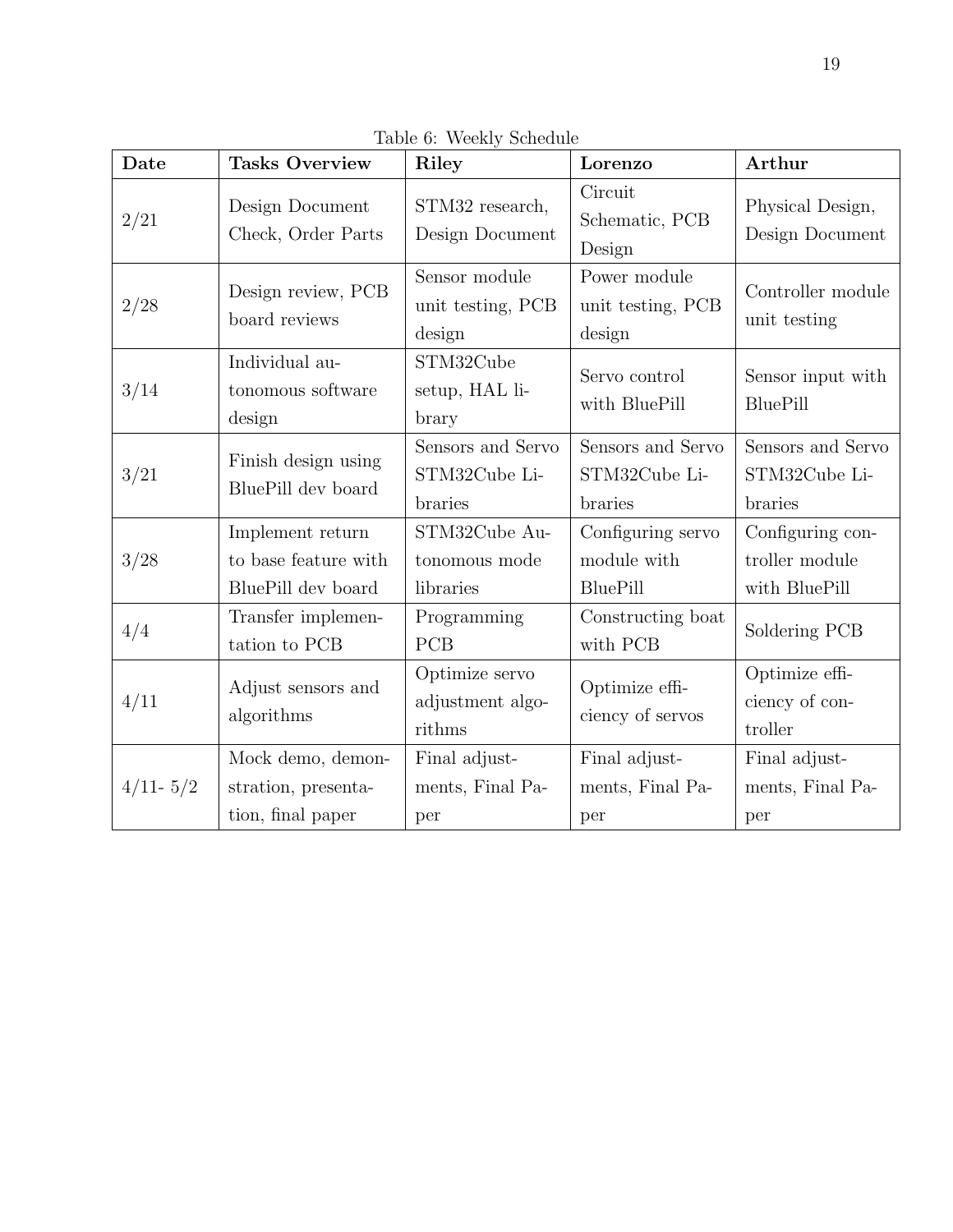Table 6: Weekly Schedule

| Date | Tasks Overview | Riley | Lorenzo | Arthur |
|---|---|---|---|---|
| 2/21 | Design Document Check, Order Parts | STM32 research, Design Document | Circuit Schematic, PCB Design | Physical Design, Design Document |
| 2/28 | Design review, PCB board reviews | Sensor module unit testing, PCB design | Power module unit testing, PCB design | Controller module unit testing |
| 3/14 | Individual autonomous software design | STM32Cube setup, HAL library | Servo control with BluePill | Sensor input with BluePill |
| 3/21 | Finish design using BluePill dev board | Sensors and Servo STM32Cube Libraries | Sensors and Servo STM32Cube Libraries | Sensors and Servo STM32Cube Libraries |
| 3/28 | Implement return to base feature with BluePill dev board | STM32Cube Autonomous mode libraries | Configuring servo module with BluePill | Configuring controller module with BluePill |
| 4/4 | Transfer implementation to PCB | Programming PCB | Constructing boat with PCB | Soldering PCB |
| 4/11 | Adjust sensors and algorithms | Optimize servo adjustment algorithms | Optimize efficiency of servos | Optimize efficiency of controller |
| 4/11- 5/2 | Mock demo, demonstration, presentation, final paper | Final adjustments, Final Paper | Final adjustments, Final Paper | Final adjustments, Final Paper |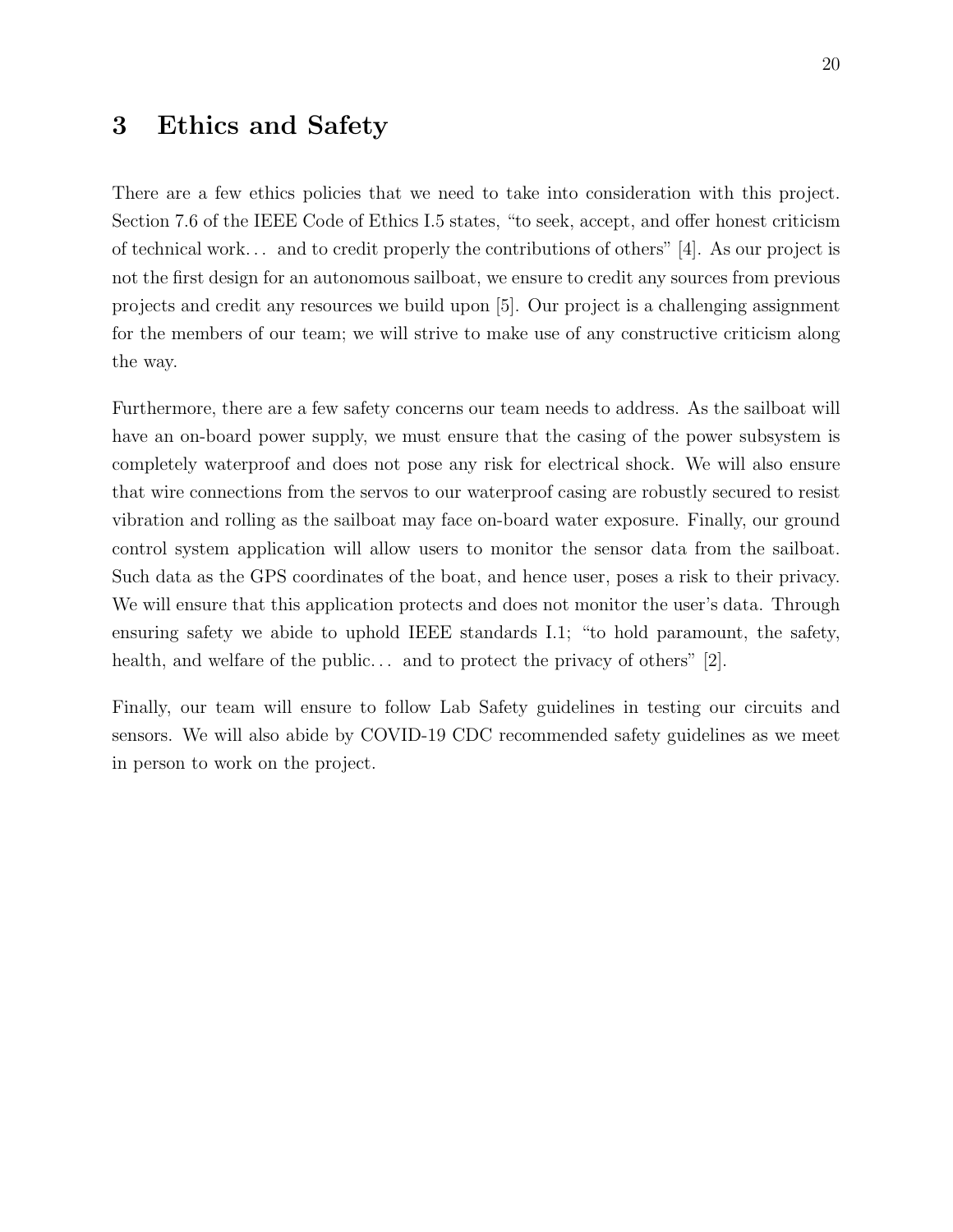# 3 Ethics and Safety

There are a few ethics policies that we need to take into consideration with this project. Section 7.6 of the IEEE Code of Ethics I.5 states, "to seek, accept, and offer honest criticism of technical work... and to credit properly the contributions of others" [4]. As our project is not the first design for an autonomous sailboat, we ensure to credit any sources from previous projects and credit any resources we build upon [5]. Our project is a challenging assignment for the members of our team; we will strive to make use of any constructive criticism along the way.

Furthermore, there are a few safety concerns our team needs to address. As the sailboat will have an on-board power supply, we must ensure that the casing of the power subsystem is completely waterproof and does not pose any risk for electrical shock. We will also ensure that wire connections from the servos to our waterproof casing are robustly secured to resist vibration and rolling as the sailboat may face on-board water exposure. Finally, our ground control system application will allow users to monitor the sensor data from the sailboat. Such data as the GPS coordinates of the boat, and hence user, poses a risk to their privacy. We will ensure that this application protects and does not monitor the user's data. Through ensuring safety we abide to uphold IEEE standards I.1; "to hold paramount, the safety, health, and welfare of the public... and to protect the privacy of others" [2].

Finally, our team will ensure to follow Lab Safety guidelines in testing our circuits and sensors. We will also abide by COVID-19 CDC recommended safety guidelines as we meet in person to work on the project.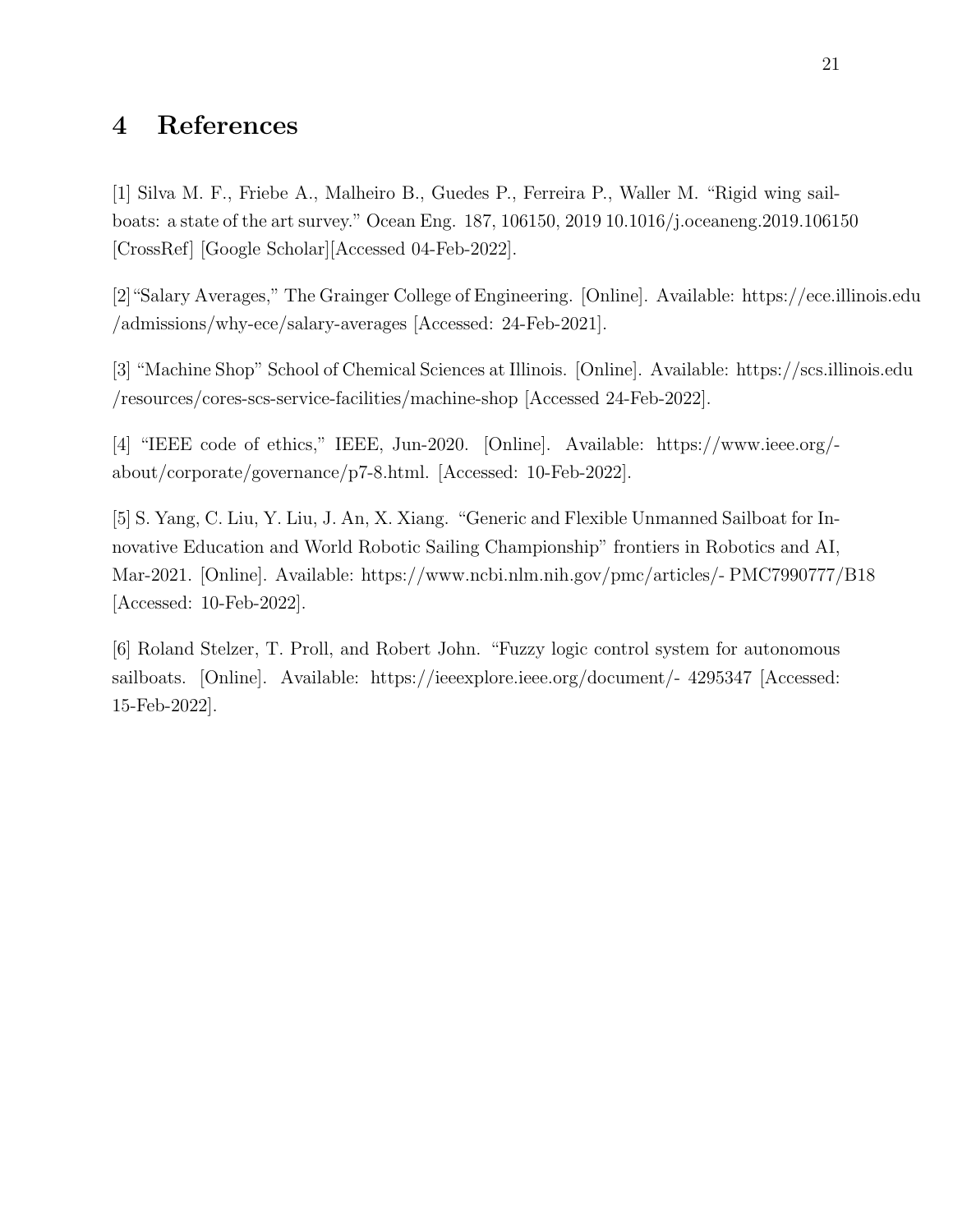# 4 References

[1] Silva M. F., Friebe A., Malheiro B., Guedes P., Ferreira P., Waller M. "Rigid wing sailboats: a state of the art survey." Ocean Eng. 187, 106150, 2019 10.1016/j.oceaneng.2019.106150 [CrossRef] [Google Scholar][Accessed 04-Feb-2022].

[2] "Salary Averages," The Grainger College of Engineering. [Online]. Available: https://ece.illinois.edu /admissions/why-ece/salary-averages [Accessed: 24-Feb-2021].

[3] "Machine Shop" School of Chemical Sciences at Illinois. [Online]. Available: https://scs.illinois.edu /resources/cores-scs-service-facilities/machine-shop [Accessed 24-Feb-2022].

[4] "IEEE code of ethics," IEEE, Jun-2020. [Online]. Available: https://www.ieee.org/-about/corporate/governance/p7-8.html. [Accessed: 10-Feb-2022].

[5] S. Yang, C. Liu, Y. Liu, J. An, X. Xiang. "Generic and Flexible Unmanned Sailboat for Innovative Education and World Robotic Sailing Championship" frontiers in Robotics and AI, Mar-2021. [Online]. Available: https://www.ncbi.nlm.nih.gov/pmc/articles/- PMC7990777/B18 [Accessed: 10-Feb-2022].

[6] Roland Stelzer, T. Proll, and Robert John. "Fuzzy logic control system for autonomous sailboats. [Online]. Available: https://ieeexplore.ieee.org/document/- 4295347 [Accessed: 15-Feb-2022].